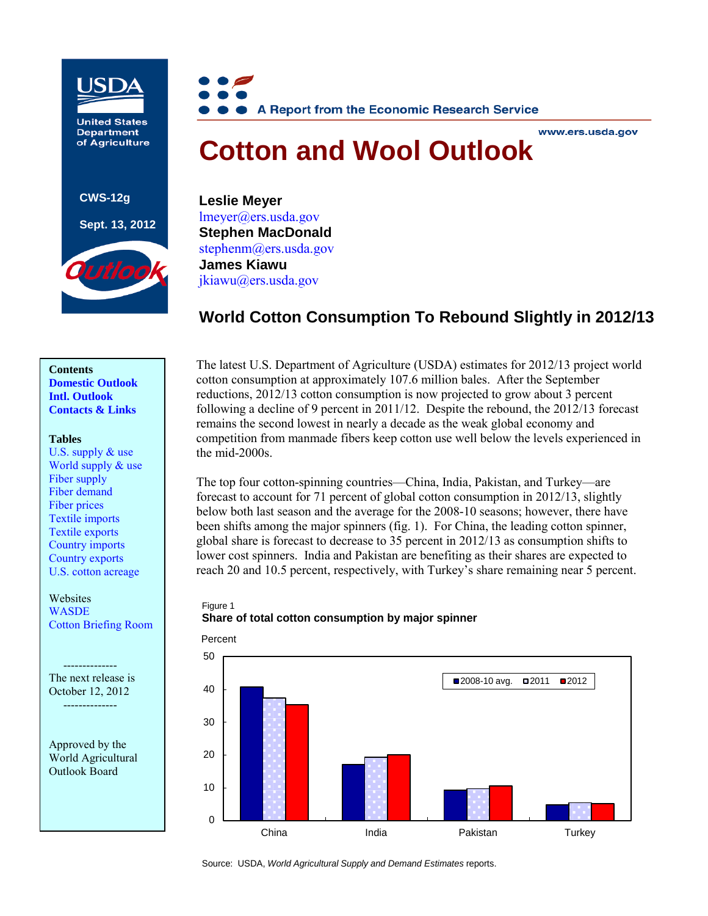United States Department of Agriculture

CWS-12g

Sept. 13, 2012

A Report from the Economic Research Service

www.ers.usda.gov

# Cotton and Wool Outlook

**Leslie Meyer**
lmeyer@ers.usda.gov
**Stephen MacDonald**
stephenm@ers.usda.gov
**James Kiawu**
jkiawu@ers.usda.gov

## World Cotton Consumption To Rebound Slightly in 2012/13

**Contents**
Domestic Outlook
Intl. Outlook
Contacts & Links

**Tables**
U.S. supply & use
World supply & use
Fiber supply
Fiber demand
Fiber prices
Textile imports
Textile exports
Country imports
Country exports
U.S. cotton acreage

Websites
WASDE
Cotton Briefing Room

--------------
The next release is October 12, 2012
--------------

Approved by the World Agricultural Outlook Board

The latest U.S. Department of Agriculture (USDA) estimates for 2012/13 project world cotton consumption at approximately 107.6 million bales. After the September reductions, 2012/13 cotton consumption is now projected to grow about 3 percent following a decline of 9 percent in 2011/12. Despite the rebound, the 2012/13 forecast remains the second lowest in nearly a decade as the weak global economy and competition from manmade fibers keep cotton use well below the levels experienced in the mid-2000s.

The top four cotton-spinning countries—China, India, Pakistan, and Turkey—are forecast to account for 71 percent of global cotton consumption in 2012/13, slightly below both last season and the average for the 2008-10 seasons; however, there have been shifts among the major spinners (fig. 1). For China, the leading cotton spinner, global share is forecast to decrease to 35 percent in 2012/13 as consumption shifts to lower cost spinners. India and Pakistan are benefiting as their shares are expected to reach 20 and 10.5 percent, respectively, with Turkey's share remaining near 5 percent.

Figure 1
**Share of total cotton consumption by major spinner**

Percent

| | 2008-10 avg. | 2011 | 2012 |
|---|---|---|---|
| China | ~41 | ~37.5 | ~35 |
| India | ~17 | ~19.5 | ~20 |
| Pakistan | ~9 | ~10 | ~10.5 |
| Turkey | ~5 | ~5.5 | ~5 |

Source: USDA, *World Agricultural Supply and Demand Estimates* reports.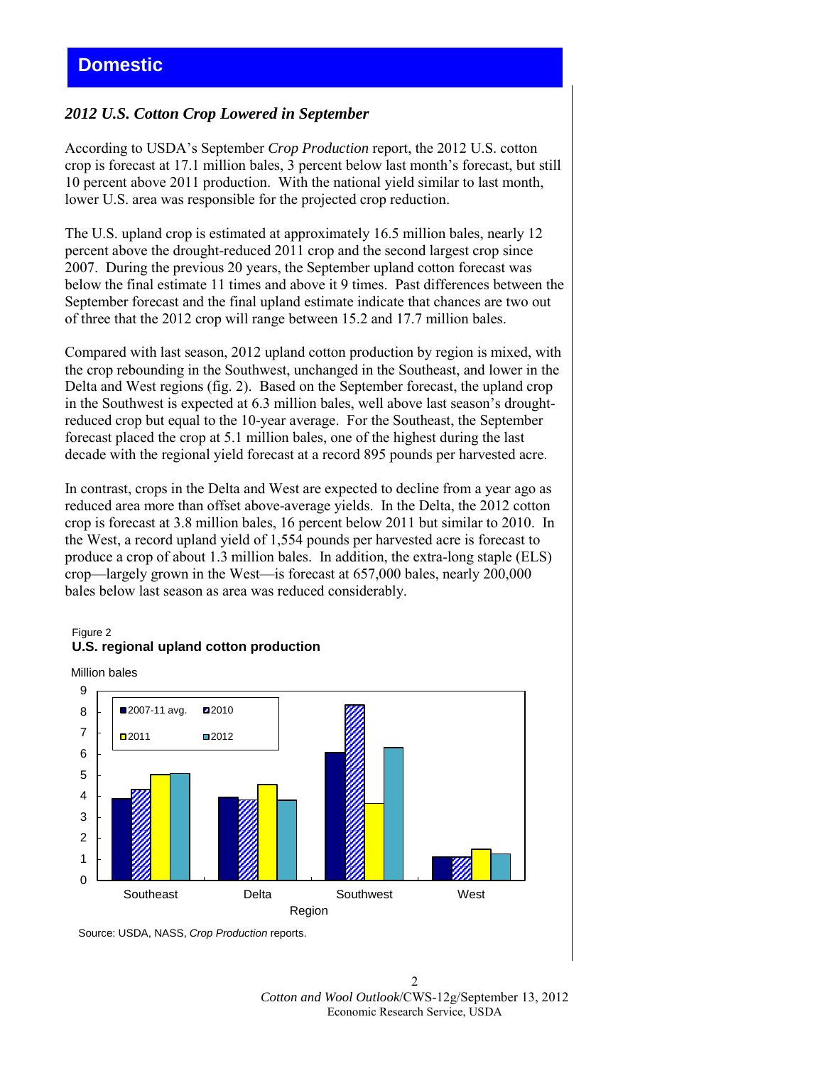# Domestic

## *2012 U.S. Cotton Crop Lowered in September*

According to USDA's September *Crop Production* report, the 2012 U.S. cotton crop is forecast at 17.1 million bales, 3 percent below last month's forecast, but still 10 percent above 2011 production. With the national yield similar to last month, lower U.S. area was responsible for the projected crop reduction.

The U.S. upland crop is estimated at approximately 16.5 million bales, nearly 12 percent above the drought-reduced 2011 crop and the second largest crop since 2007. During the previous 20 years, the September upland cotton forecast was below the final estimate 11 times and above it 9 times. Past differences between the September forecast and the final upland estimate indicate that chances are two out of three that the 2012 crop will range between 15.2 and 17.7 million bales.

Compared with last season, 2012 upland cotton production by region is mixed, with the crop rebounding in the Southwest, unchanged in the Southeast, and lower in the Delta and West regions (fig. 2). Based on the September forecast, the upland crop in the Southwest is expected at 6.3 million bales, well above last season's drought-reduced crop but equal to the 10-year average. For the Southeast, the September forecast placed the crop at 5.1 million bales, one of the highest during the last decade with the regional yield forecast at a record 895 pounds per harvested acre.

In contrast, crops in the Delta and West are expected to decline from a year ago as reduced area more than offset above-average yields. In the Delta, the 2012 cotton crop is forecast at 3.8 million bales, 16 percent below 2011 but similar to 2010. In the West, a record upland yield of 1,554 pounds per harvested acre is forecast to produce a crop of about 1.3 million bales. In addition, the extra-long staple (ELS) crop—largely grown in the West—is forecast at 657,000 bales, nearly 200,000 bales below last season as area was reduced considerably.

Figure 2
**U.S. regional upland cotton production**

Million bales

Legend: 2007-11 avg., 2010, 2011, 2012

Region: Southeast, Delta, Southwest, West

Source: USDA, NASS, *Crop Production* reports.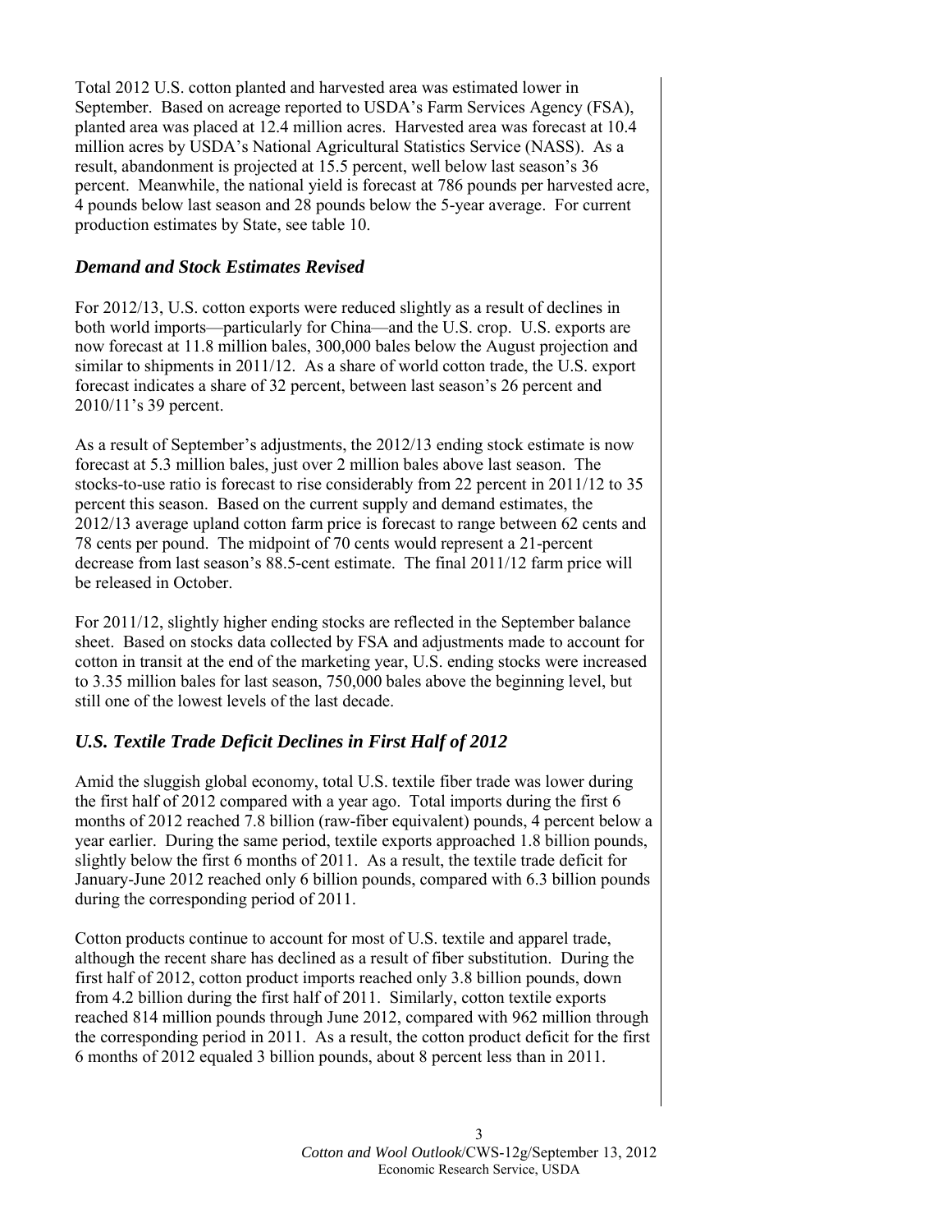Total 2012 U.S. cotton planted and harvested area was estimated lower in September. Based on acreage reported to USDA's Farm Services Agency (FSA), planted area was placed at 12.4 million acres. Harvested area was forecast at 10.4 million acres by USDA's National Agricultural Statistics Service (NASS). As a result, abandonment is projected at 15.5 percent, well below last season's 36 percent. Meanwhile, the national yield is forecast at 786 pounds per harvested acre, 4 pounds below last season and 28 pounds below the 5-year average. For current production estimates by State, see table 10.

### *Demand and Stock Estimates Revised*

For 2012/13, U.S. cotton exports were reduced slightly as a result of declines in both world imports—particularly for China—and the U.S. crop. U.S. exports are now forecast at 11.8 million bales, 300,000 bales below the August projection and similar to shipments in 2011/12. As a share of world cotton trade, the U.S. export forecast indicates a share of 32 percent, between last season's 26 percent and 2010/11's 39 percent.

As a result of September's adjustments, the 2012/13 ending stock estimate is now forecast at 5.3 million bales, just over 2 million bales above last season. The stocks-to-use ratio is forecast to rise considerably from 22 percent in 2011/12 to 35 percent this season. Based on the current supply and demand estimates, the 2012/13 average upland cotton farm price is forecast to range between 62 cents and 78 cents per pound. The midpoint of 70 cents would represent a 21-percent decrease from last season's 88.5-cent estimate. The final 2011/12 farm price will be released in October.

For 2011/12, slightly higher ending stocks are reflected in the September balance sheet. Based on stocks data collected by FSA and adjustments made to account for cotton in transit at the end of the marketing year, U.S. ending stocks were increased to 3.35 million bales for last season, 750,000 bales above the beginning level, but still one of the lowest levels of the last decade.

### *U.S. Textile Trade Deficit Declines in First Half of 2012*

Amid the sluggish global economy, total U.S. textile fiber trade was lower during the first half of 2012 compared with a year ago. Total imports during the first 6 months of 2012 reached 7.8 billion (raw-fiber equivalent) pounds, 4 percent below a year earlier. During the same period, textile exports approached 1.8 billion pounds, slightly below the first 6 months of 2011. As a result, the textile trade deficit for January-June 2012 reached only 6 billion pounds, compared with 6.3 billion pounds during the corresponding period of 2011.

Cotton products continue to account for most of U.S. textile and apparel trade, although the recent share has declined as a result of fiber substitution. During the first half of 2012, cotton product imports reached only 3.8 billion pounds, down from 4.2 billion during the first half of 2011. Similarly, cotton textile exports reached 814 million pounds through June 2012, compared with 962 million through the corresponding period in 2011. As a result, the cotton product deficit for the first 6 months of 2012 equaled 3 billion pounds, about 8 percent less than in 2011.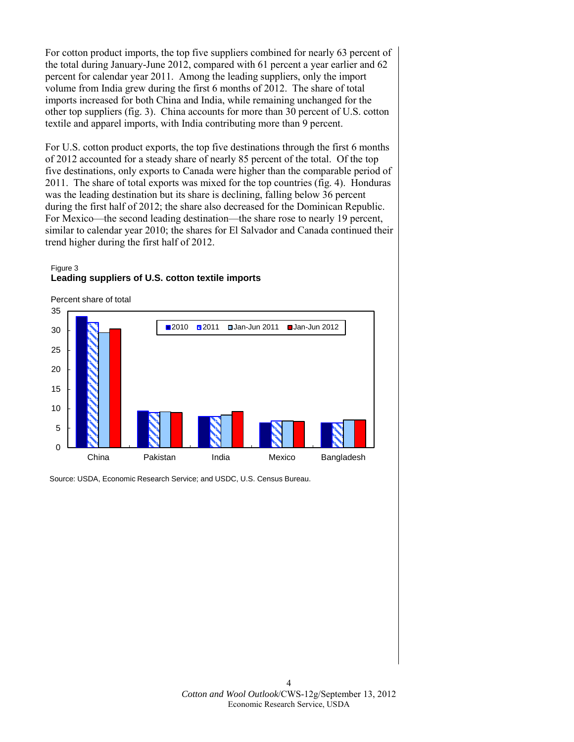For cotton product imports, the top five suppliers combined for nearly 63 percent of the total during January-June 2012, compared with 61 percent a year earlier and 62 percent for calendar year 2011. Among the leading suppliers, only the import volume from India grew during the first 6 months of 2012. The share of total imports increased for both China and India, while remaining unchanged for the other top suppliers (fig. 3). China accounts for more than 30 percent of U.S. cotton textile and apparel imports, with India contributing more than 9 percent.

For U.S. cotton product exports, the top five destinations through the first 6 months of 2012 accounted for a steady share of nearly 85 percent of the total. Of the top five destinations, only exports to Canada were higher than the comparable period of 2011. The share of total exports was mixed for the top countries (fig. 4). Honduras was the leading destination but its share is declining, falling below 36 percent during the first half of 2012; the share also decreased for the Dominican Republic. For Mexico—the second leading destination—the share rose to nearly 19 percent, similar to calendar year 2010; the shares for El Salvador and Canada continued their trend higher during the first half of 2012.

Figure 3
**Leading suppliers of U.S. cotton textile imports**

Percent share of total

Legend: 2010, 2011, Jan-Jun 2011, Jan-Jun 2012

Countries: China, Pakistan, India, Mexico, Bangladesh

Source: USDA, Economic Research Service; and USDC, U.S. Census Bureau.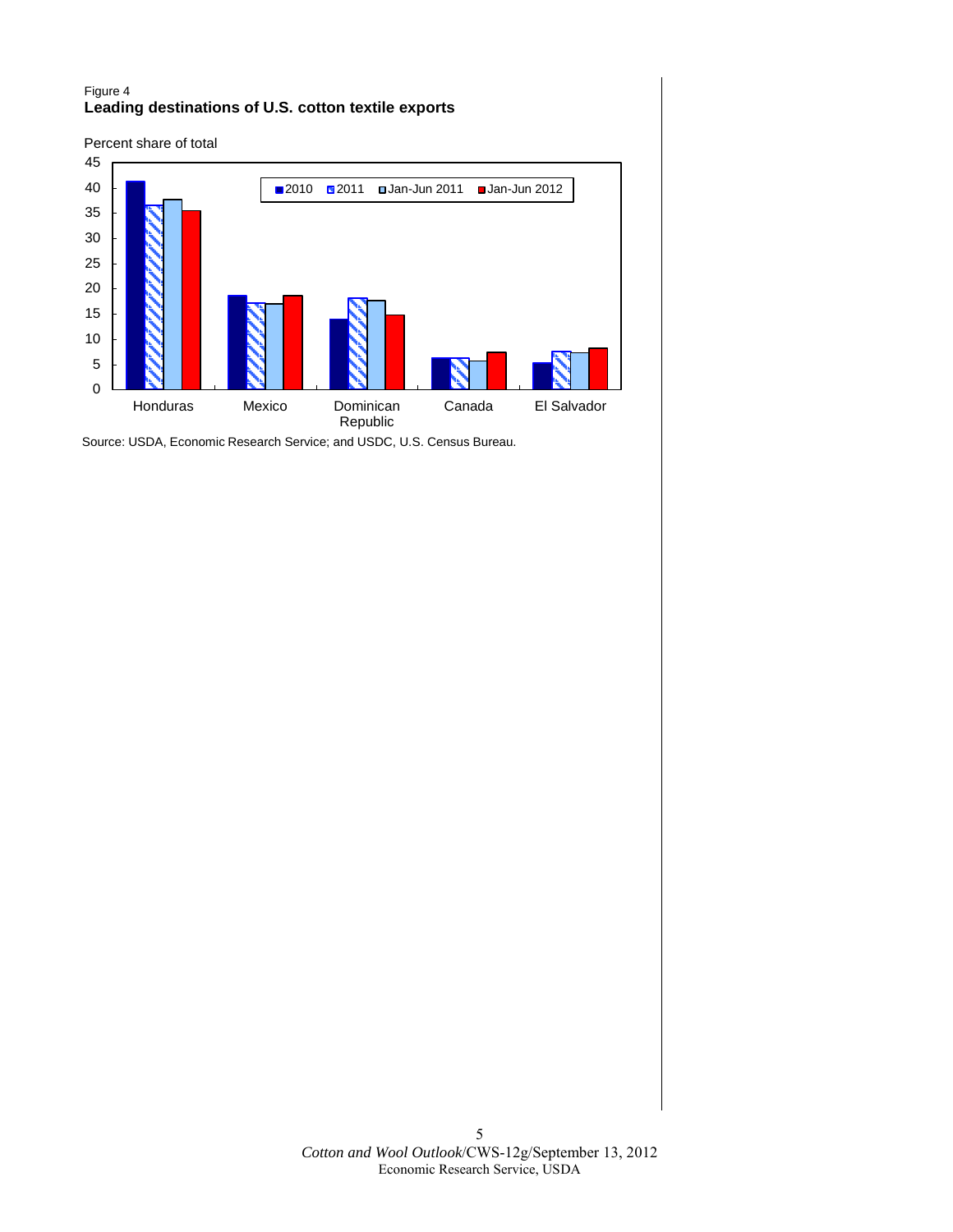Figure 4

**Leading destinations of U.S. cotton textile exports**

Percent share of total

Source: USDA, Economic Research Service; and USDC, U.S. Census Bureau.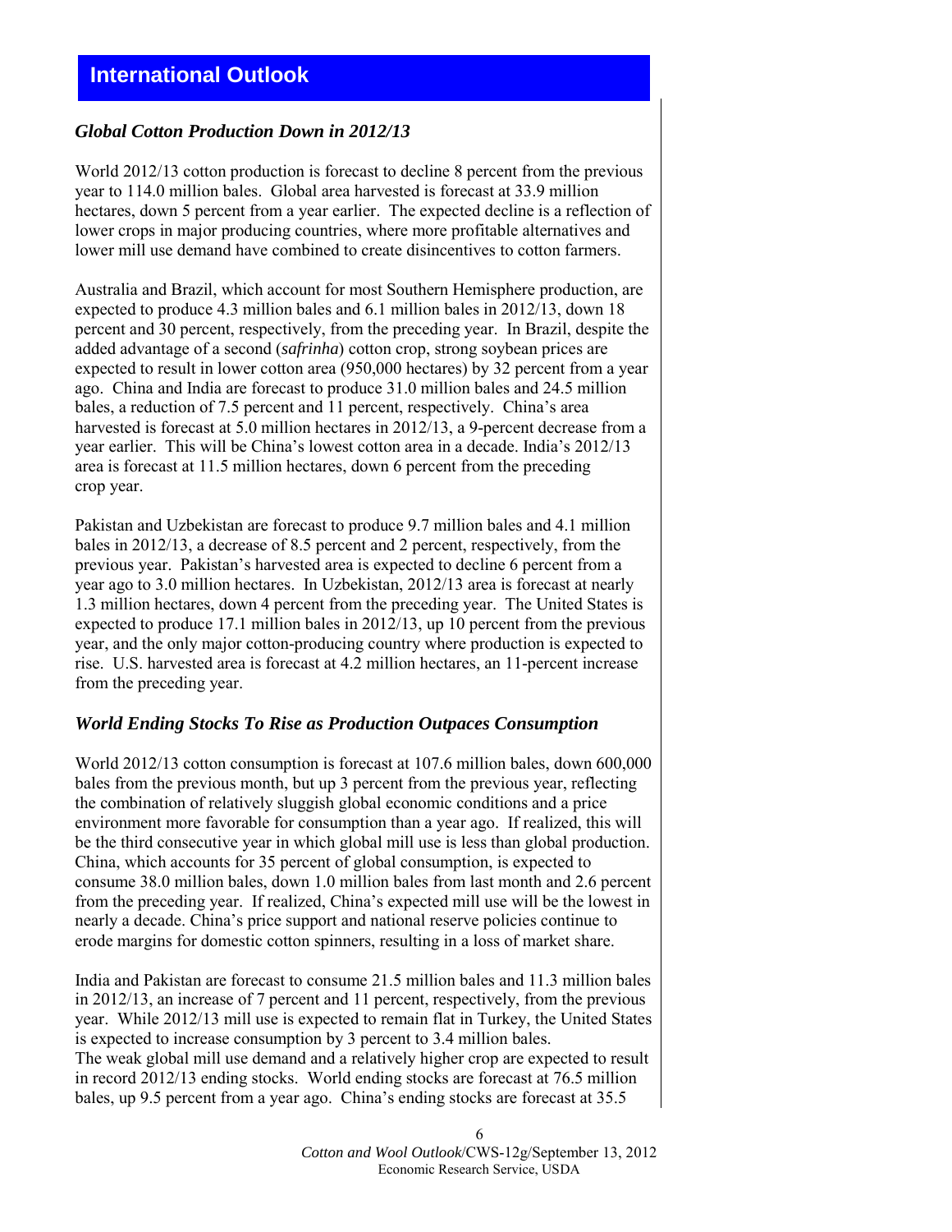# International Outlook

## *Global Cotton Production Down in 2012/13*

World 2012/13 cotton production is forecast to decline 8 percent from the previous year to 114.0 million bales. Global area harvested is forecast at 33.9 million hectares, down 5 percent from a year earlier. The expected decline is a reflection of lower crops in major producing countries, where more profitable alternatives and lower mill use demand have combined to create disincentives to cotton farmers.

Australia and Brazil, which account for most Southern Hemisphere production, are expected to produce 4.3 million bales and 6.1 million bales in 2012/13, down 18 percent and 30 percent, respectively, from the preceding year. In Brazil, despite the added advantage of a second (*safrinha*) cotton crop, strong soybean prices are expected to result in lower cotton area (950,000 hectares) by 32 percent from a year ago. China and India are forecast to produce 31.0 million bales and 24.5 million bales, a reduction of 7.5 percent and 11 percent, respectively. China's area harvested is forecast at 5.0 million hectares in 2012/13, a 9-percent decrease from a year earlier. This will be China's lowest cotton area in a decade. India's 2012/13 area is forecast at 11.5 million hectares, down 6 percent from the preceding crop year.

Pakistan and Uzbekistan are forecast to produce 9.7 million bales and 4.1 million bales in 2012/13, a decrease of 8.5 percent and 2 percent, respectively, from the previous year. Pakistan's harvested area is expected to decline 6 percent from a year ago to 3.0 million hectares. In Uzbekistan, 2012/13 area is forecast at nearly 1.3 million hectares, down 4 percent from the preceding year. The United States is expected to produce 17.1 million bales in 2012/13, up 10 percent from the previous year, and the only major cotton-producing country where production is expected to rise. U.S. harvested area is forecast at 4.2 million hectares, an 11-percent increase from the preceding year.

## *World Ending Stocks To Rise as Production Outpaces Consumption*

World 2012/13 cotton consumption is forecast at 107.6 million bales, down 600,000 bales from the previous month, but up 3 percent from the previous year, reflecting the combination of relatively sluggish global economic conditions and a price environment more favorable for consumption than a year ago. If realized, this will be the third consecutive year in which global mill use is less than global production. China, which accounts for 35 percent of global consumption, is expected to consume 38.0 million bales, down 1.0 million bales from last month and 2.6 percent from the preceding year. If realized, China's expected mill use will be the lowest in nearly a decade. China's price support and national reserve policies continue to erode margins for domestic cotton spinners, resulting in a loss of market share.

India and Pakistan are forecast to consume 21.5 million bales and 11.3 million bales in 2012/13, an increase of 7 percent and 11 percent, respectively, from the previous year. While 2012/13 mill use is expected to remain flat in Turkey, the United States is expected to increase consumption by 3 percent to 3.4 million bales.
The weak global mill use demand and a relatively higher crop are expected to result in record 2012/13 ending stocks. World ending stocks are forecast at 76.5 million bales, up 9.5 percent from a year ago. China's ending stocks are forecast at 35.5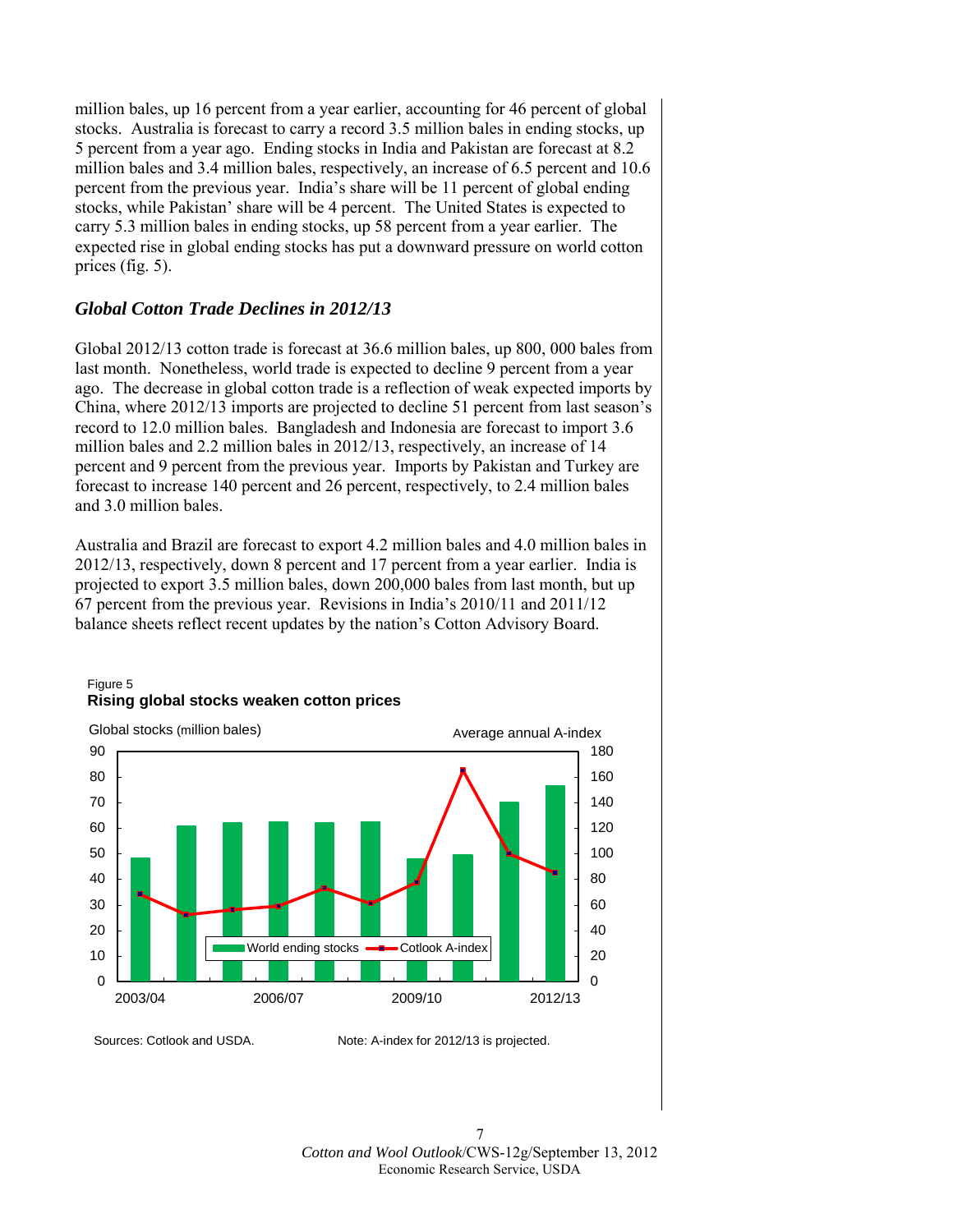million bales, up 16 percent from a year earlier, accounting for 46 percent of global stocks. Australia is forecast to carry a record 3.5 million bales in ending stocks, up 5 percent from a year ago. Ending stocks in India and Pakistan are forecast at 8.2 million bales and 3.4 million bales, respectively, an increase of 6.5 percent and 10.6 percent from the previous year. India's share will be 11 percent of global ending stocks, while Pakistan' share will be 4 percent. The United States is expected to carry 5.3 million bales in ending stocks, up 58 percent from a year earlier. The expected rise in global ending stocks has put a downward pressure on world cotton prices (fig. 5).

## *Global Cotton Trade Declines in 2012/13*

Global 2012/13 cotton trade is forecast at 36.6 million bales, up 800, 000 bales from last month. Nonetheless, world trade is expected to decline 9 percent from a year ago. The decrease in global cotton trade is a reflection of weak expected imports by China, where 2012/13 imports are projected to decline 51 percent from last season's record to 12.0 million bales. Bangladesh and Indonesia are forecast to import 3.6 million bales and 2.2 million bales in 2012/13, respectively, an increase of 14 percent and 9 percent from the previous year. Imports by Pakistan and Turkey are forecast to increase 140 percent and 26 percent, respectively, to 2.4 million bales and 3.0 million bales.

Australia and Brazil are forecast to export 4.2 million bales and 4.0 million bales in 2012/13, respectively, down 8 percent and 17 percent from a year earlier. India is projected to export 3.5 million bales, down 200,000 bales from last month, but up 67 percent from the previous year. Revisions in India's 2010/11 and 2011/12 balance sheets reflect recent updates by the nation's Cotton Advisory Board.

Figure 5
**Rising global stocks weaken cotton prices**

Sources: Cotlook and USDA.

Note: A-index for 2012/13 is projected.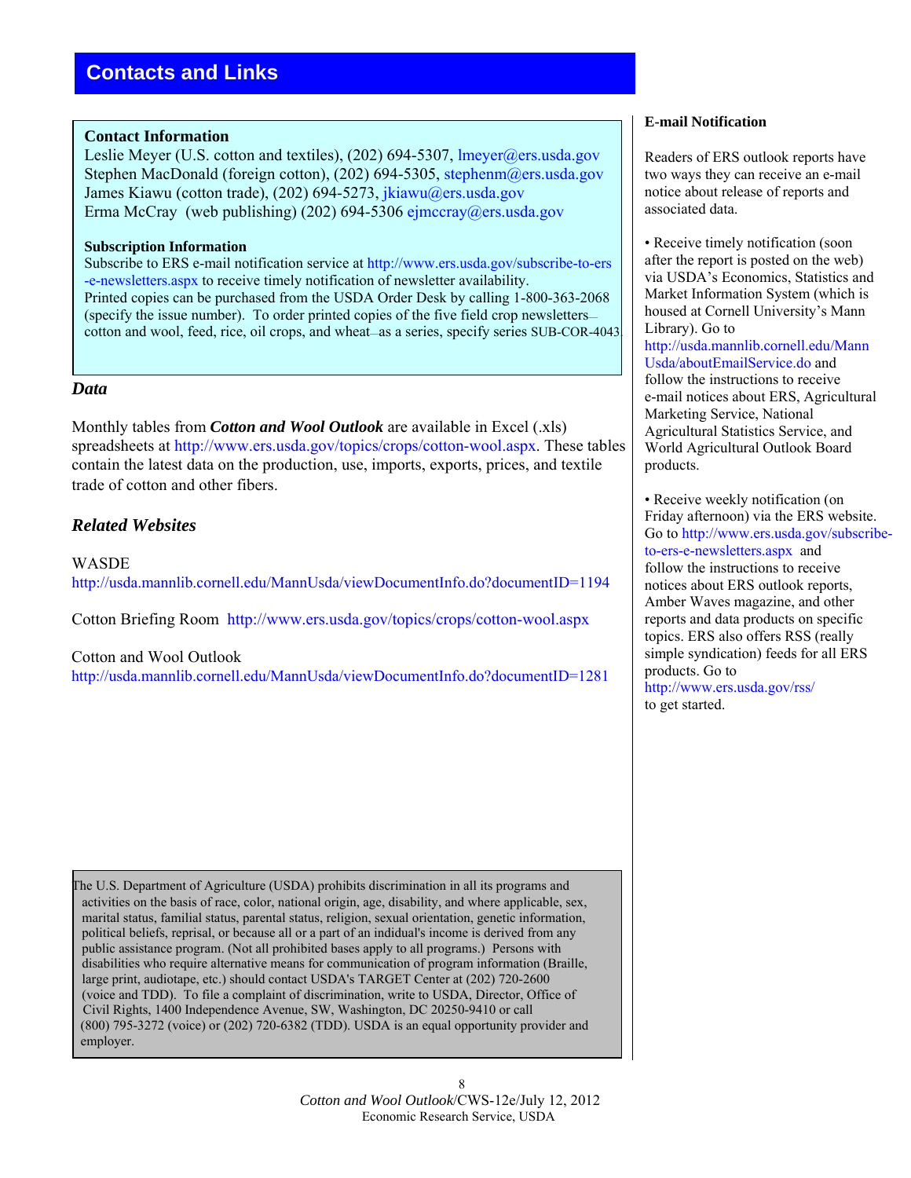# Contacts and Links

**Contact Information**

Leslie Meyer (U.S. cotton and textiles), (202) 694-5307, lmeyer@ers.usda.gov
Stephen MacDonald (foreign cotton), (202) 694-5305, stephenm@ers.usda.gov
James Kiawu (cotton trade), (202) 694-5273, jkiawu@ers.usda.gov
Erma McCray (web publishing) (202) 694-5306 ejmccray@ers.usda.gov

**Subscription Information**

Subscribe to ERS e-mail notification service at http://www.ers.usda.gov/subscribe-to-ers-e-newsletters.aspx to receive timely notification of newsletter availability.
Printed copies can be purchased from the USDA Order Desk by calling 1-800-363-2068 (specify the issue number). To order printed copies of the five field crop newsletters—cotton and wool, feed, rice, oil crops, and wheat—as a series, specify series SUB-COR-4043.

## *Data*

Monthly tables from ***Cotton and Wool Outlook*** are available in Excel (.xls) spreadsheets at http://www.ers.usda.gov/topics/crops/cotton-wool.aspx. These tables contain the latest data on the production, use, imports, exports, prices, and textile trade of cotton and other fibers.

## *Related Websites*

WASDE
http://usda.mannlib.cornell.edu/MannUsda/viewDocumentInfo.do?documentID=1194

Cotton Briefing Room http://www.ers.usda.gov/topics/crops/cotton-wool.aspx

Cotton and Wool Outlook
http://usda.mannlib.cornell.edu/MannUsda/viewDocumentInfo.do?documentID=1281

**E-mail Notification**

Readers of ERS outlook reports have two ways they can receive an e-mail notice about release of reports and associated data.

- Receive timely notification (soon after the report is posted on the web) via USDA's Economics, Statistics and Market Information System (which is housed at Cornell University's Mann Library). Go to http://usda.mannlib.cornell.edu/MannUsda/aboutEmailService.do and follow the instructions to receive e-mail notices about ERS, Agricultural Marketing Service, National Agricultural Statistics Service, and World Agricultural Outlook Board products.

- Receive weekly notification (on Friday afternoon) via the ERS website. Go to http://www.ers.usda.gov/subscribe-to-ers-e-newsletters.aspx and follow the instructions to receive notices about ERS outlook reports, Amber Waves magazine, and other reports and data products on specific topics. ERS also offers RSS (really simple syndication) feeds for all ERS products. Go to http://www.ers.usda.gov/rss/ to get started.

The U.S. Department of Agriculture (USDA) prohibits discrimination in all its programs and activities on the basis of race, color, national origin, age, disability, and where applicable, sex, marital status, familial status, parental status, religion, sexual orientation, genetic information, political beliefs, reprisal, or because all or a part of an indidual's income is derived from any public assistance program. (Not all prohibited bases apply to all programs.) Persons with disabilities who require alternative means for communication of program information (Braille, large print, audiotape, etc.) should contact USDA's TARGET Center at (202) 720-2600 (voice and TDD). To file a complaint of discrimination, write to USDA, Director, Office of Civil Rights, 1400 Independence Avenue, SW, Washington, DC 20250-9410 or call (800) 795-3272 (voice) or (202) 720-6382 (TDD). USDA is an equal opportunity provider and employer.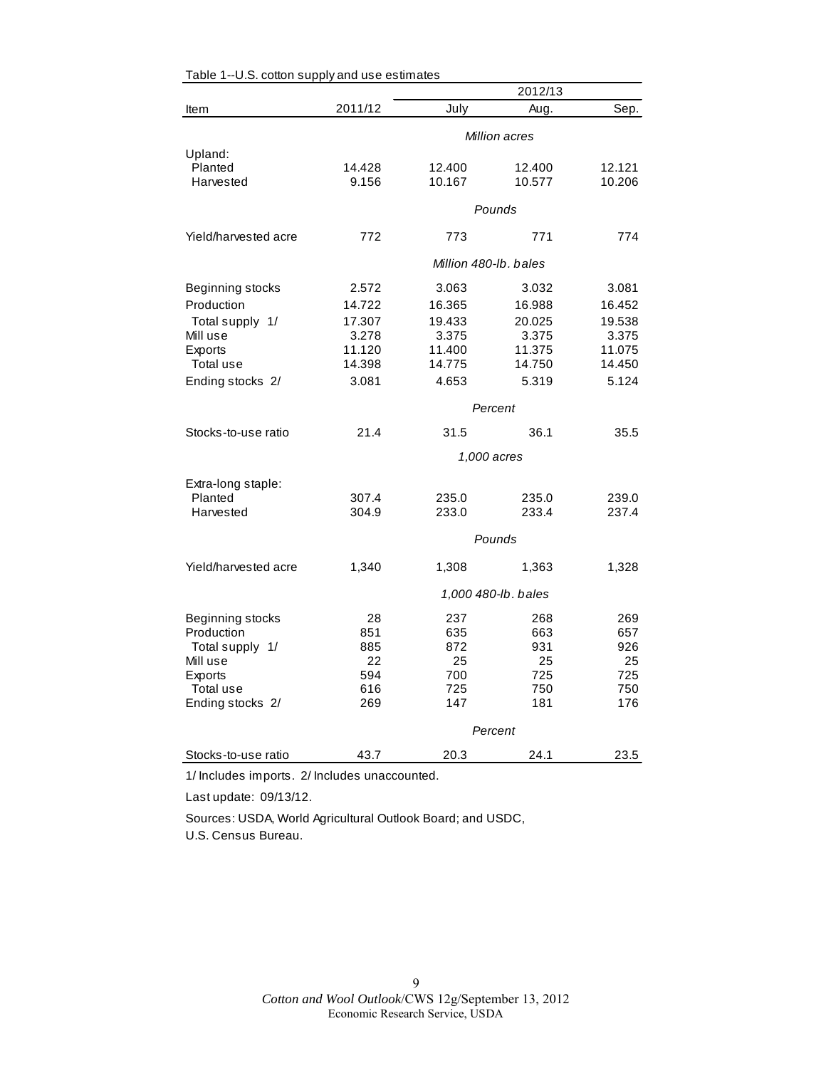Table 1--U.S. cotton supply and use estimates

| Item | 2011/12 | 2012/13 July | 2012/13 Aug. | 2012/13 Sep. |
|---|---|---|---|---|
| | | *Million acres* | | |
| Upland: | | | | |
| Planted | 14.428 | 12.400 | 12.400 | 12.121 |
| Harvested | 9.156 | 10.167 | 10.577 | 10.206 |
| | | *Pounds* | | |
| Yield/harvested acre | 772 | 773 | 771 | 774 |
| | | *Million 480-lb. bales* | | |
| Beginning stocks | 2.572 | 3.063 | 3.032 | 3.081 |
| Production | 14.722 | 16.365 | 16.988 | 16.452 |
| Total supply 1/ | 17.307 | 19.433 | 20.025 | 19.538 |
| Mill use | 3.278 | 3.375 | 3.375 | 3.375 |
| Exports | 11.120 | 11.400 | 11.375 | 11.075 |
| Total use | 14.398 | 14.775 | 14.750 | 14.450 |
| Ending stocks 2/ | 3.081 | 4.653 | 5.319 | 5.124 |
| | | *Percent* | | |
| Stocks-to-use ratio | 21.4 | 31.5 | 36.1 | 35.5 |
| | | *1,000 acres* | | |
| Extra-long staple: | | | | |
| Planted | 307.4 | 235.0 | 235.0 | 239.0 |
| Harvested | 304.9 | 233.0 | 233.4 | 237.4 |
| | | *Pounds* | | |
| Yield/harvested acre | 1,340 | 1,308 | 1,363 | 1,328 |
| | | *1,000 480-lb. bales* | | |
| Beginning stocks | 28 | 237 | 268 | 269 |
| Production | 851 | 635 | 663 | 657 |
| Total supply 1/ | 885 | 872 | 931 | 926 |
| Mill use | 22 | 25 | 25 | 25 |
| Exports | 594 | 700 | 725 | 725 |
| Total use | 616 | 725 | 750 | 750 |
| Ending stocks 2/ | 269 | 147 | 181 | 176 |
| | | *Percent* | | |
| Stocks-to-use ratio | 43.7 | 20.3 | 24.1 | 23.5 |

1/ Includes imports. 2/ Includes unaccounted.

Last update: 09/13/12.

Sources: USDA, World Agricultural Outlook Board; and USDC, U.S. Census Bureau.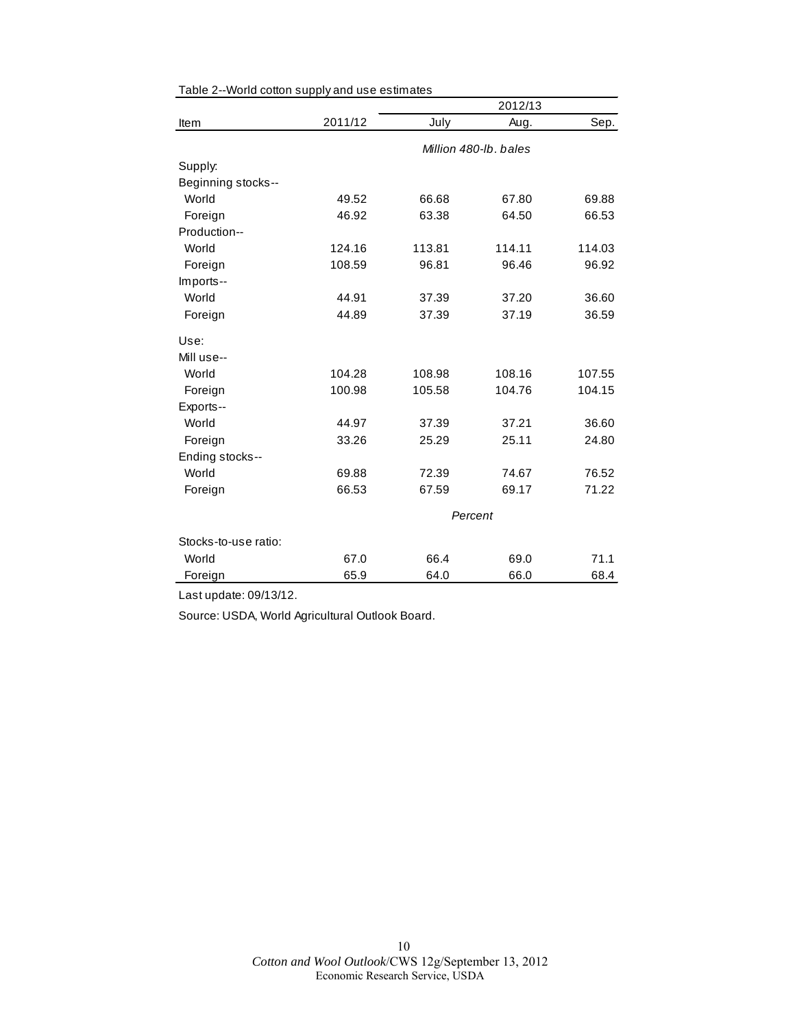Table 2--World cotton supply and use estimates

| Item | 2011/12 | 2012/13 | | |
|---|---|---|---|---|
| | | July | Aug. | Sep. |
| | | *Million 480-lb. bales* | | |
| Supply: | | | | |
| Beginning stocks-- | | | | |
| World | 49.52 | 66.68 | 67.80 | 69.88 |
| Foreign | 46.92 | 63.38 | 64.50 | 66.53 |
| Production-- | | | | |
| World | 124.16 | 113.81 | 114.11 | 114.03 |
| Foreign | 108.59 | 96.81 | 96.46 | 96.92 |
| Imports-- | | | | |
| World | 44.91 | 37.39 | 37.20 | 36.60 |
| Foreign | 44.89 | 37.39 | 37.19 | 36.59 |
| Use: | | | | |
| Mill use-- | | | | |
| World | 104.28 | 108.98 | 108.16 | 107.55 |
| Foreign | 100.98 | 105.58 | 104.76 | 104.15 |
| Exports-- | | | | |
| World | 44.97 | 37.39 | 37.21 | 36.60 |
| Foreign | 33.26 | 25.29 | 25.11 | 24.80 |
| Ending stocks-- | | | | |
| World | 69.88 | 72.39 | 74.67 | 76.52 |
| Foreign | 66.53 | 67.59 | 69.17 | 71.22 |
| | | *Percent* | | |
| Stocks-to-use ratio: | | | | |
| World | 67.0 | 66.4 | 69.0 | 71.1 |
| Foreign | 65.9 | 64.0 | 66.0 | 68.4 |

Last update: 09/13/12.

Source: USDA, World Agricultural Outlook Board.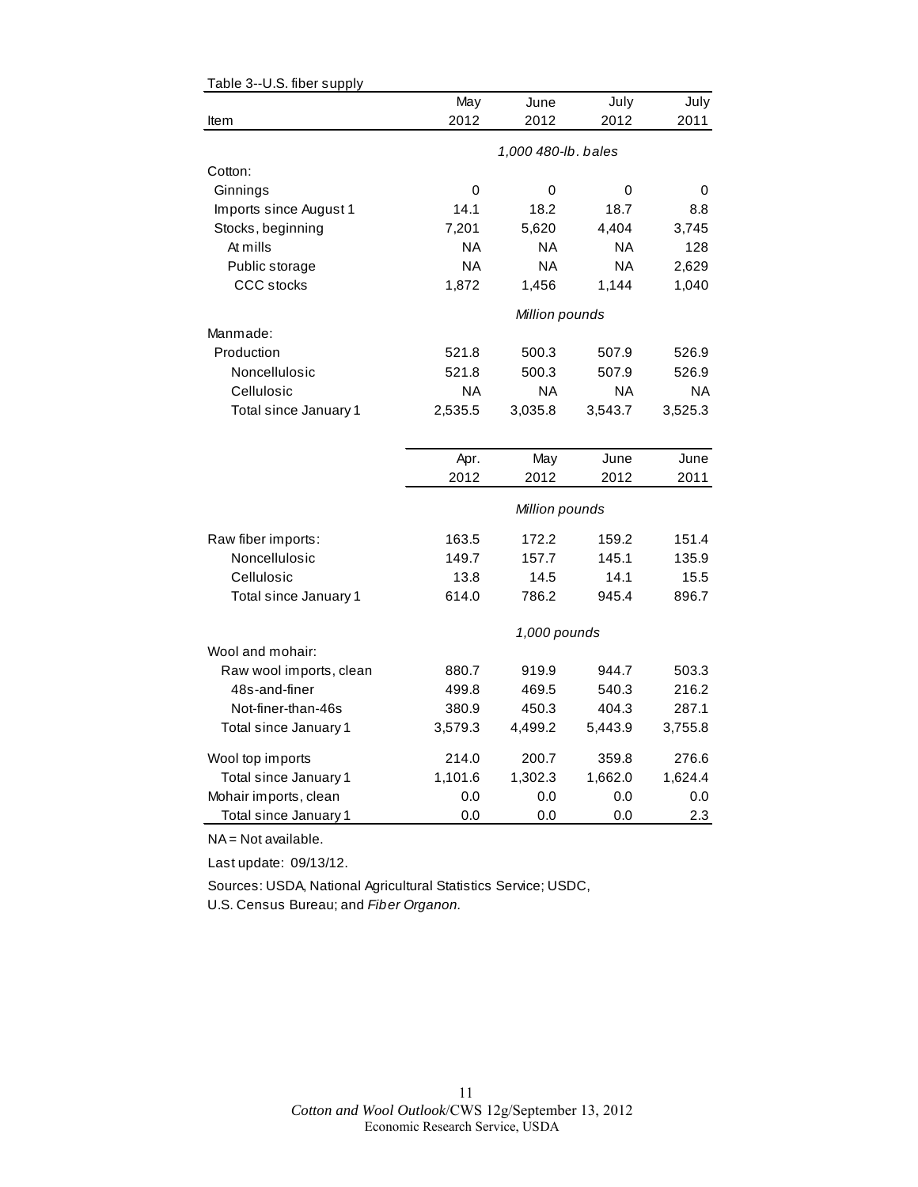Table 3--U.S. fiber supply

| Item | May 2012 | June 2012 | July 2012 | July 2011 |
|---|---|---|---|---|
| | *1,000 480-lb. bales* | | | |
| Cotton: | | | | |
| Ginnings | 0 | 0 | 0 | 0 |
| Imports since August 1 | 14.1 | 18.2 | 18.7 | 8.8 |
| Stocks, beginning | 7,201 | 5,620 | 4,404 | 3,745 |
| At mills | NA | NA | NA | 128 |
| Public storage | NA | NA | NA | 2,629 |
| CCC stocks | 1,872 | 1,456 | 1,144 | 1,040 |
| | *Million pounds* | | | |
| Manmade: | | | | |
| Production | 521.8 | 500.3 | 507.9 | 526.9 |
| Noncellulosic | 521.8 | 500.3 | 507.9 | 526.9 |
| Cellulosic | NA | NA | NA | NA |
| Total since January 1 | 2,535.5 | 3,035.8 | 3,543.7 | 3,525.3 |

| Item | Apr. 2012 | May 2012 | June 2012 | June 2011 |
|---|---|---|---|---|
| | *Million pounds* | | | |
| Raw fiber imports: | 163.5 | 172.2 | 159.2 | 151.4 |
| Noncellulosic | 149.7 | 157.7 | 145.1 | 135.9 |
| Cellulosic | 13.8 | 14.5 | 14.1 | 15.5 |
| Total since January 1 | 614.0 | 786.2 | 945.4 | 896.7 |
| | *1,000 pounds* | | | |
| Wool and mohair: | | | | |
| Raw wool imports, clean | 880.7 | 919.9 | 944.7 | 503.3 |
| 48s-and-finer | 499.8 | 469.5 | 540.3 | 216.2 |
| Not-finer-than-46s | 380.9 | 450.3 | 404.3 | 287.1 |
| Total since January 1 | 3,579.3 | 4,499.2 | 5,443.9 | 3,755.8 |
| Wool top imports | 214.0 | 200.7 | 359.8 | 276.6 |
| Total since January 1 | 1,101.6 | 1,302.3 | 1,662.0 | 1,624.4 |
| Mohair imports, clean | 0.0 | 0.0 | 0.0 | 0.0 |
| Total since January 1 | 0.0 | 0.0 | 0.0 | 2.3 |

NA = Not available.

Last update: 09/13/12.

Sources: USDA, National Agricultural Statistics Service; USDC, U.S. Census Bureau; and *Fiber Organon.*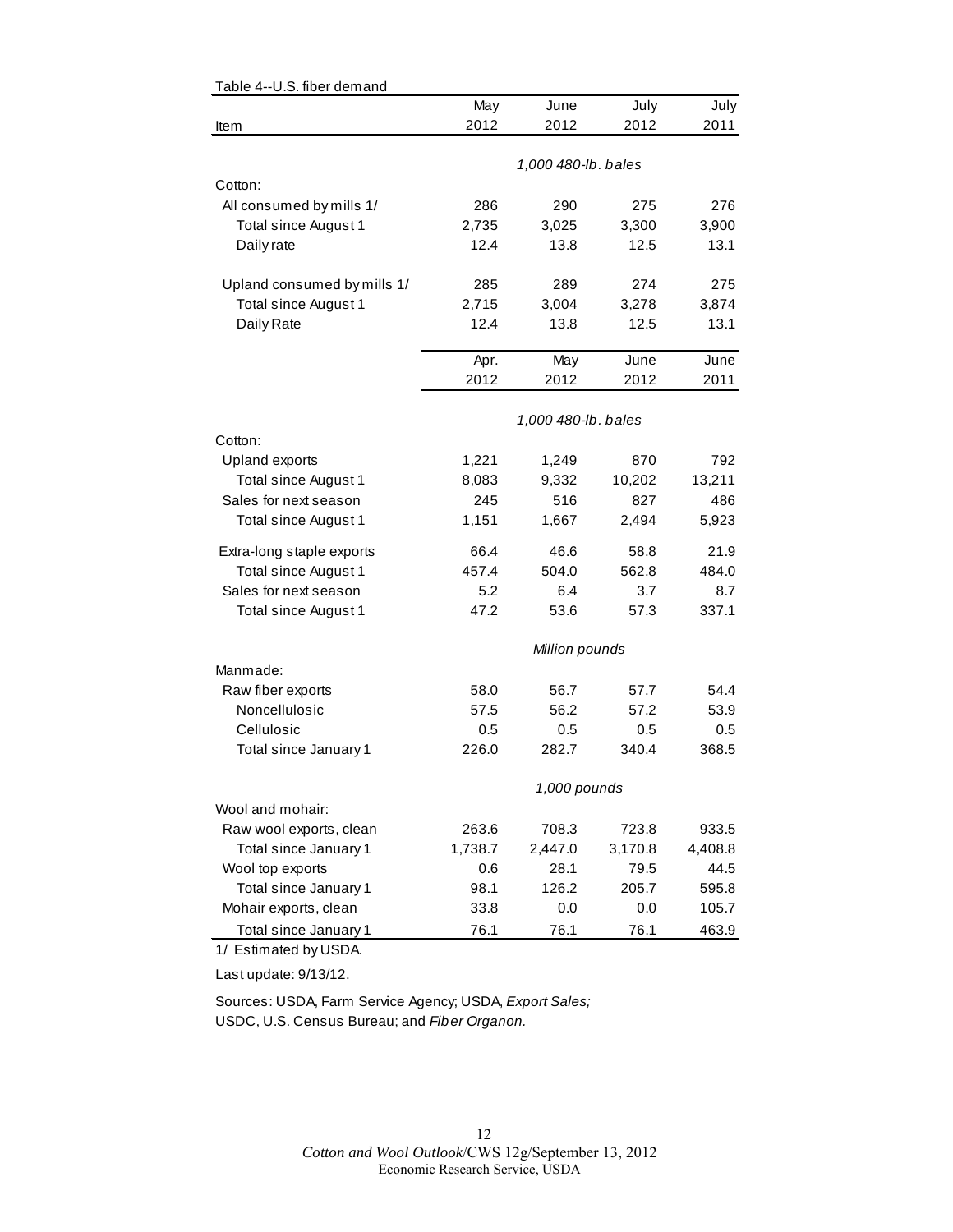Table 4--U.S. fiber demand

| Item | May 2012 | June 2012 | July 2012 | July 2011 |
|---|---|---|---|---|
| | 1,000 480-lb. bales | | | |
| Cotton: | | | | |
| All consumed by mills 1/ | 286 | 290 | 275 | 276 |
| Total since August 1 | 2,735 | 3,025 | 3,300 | 3,900 |
| Daily rate | 12.4 | 13.8 | 12.5 | 13.1 |
| Upland consumed by mills 1/ | 285 | 289 | 274 | 275 |
| Total since August 1 | 2,715 | 3,004 | 3,278 | 3,874 |
| Daily Rate | 12.4 | 13.8 | 12.5 | 13.1 |
| | Apr. 2012 | May 2012 | June 2012 | June 2011 |
| | 1,000 480-lb. bales | | | |
| Cotton: | | | | |
| Upland exports | 1,221 | 1,249 | 870 | 792 |
| Total since August 1 | 8,083 | 9,332 | 10,202 | 13,211 |
| Sales for next season | 245 | 516 | 827 | 486 |
| Total since August 1 | 1,151 | 1,667 | 2,494 | 5,923 |
| Extra-long staple exports | 66.4 | 46.6 | 58.8 | 21.9 |
| Total since August 1 | 457.4 | 504.0 | 562.8 | 484.0 |
| Sales for next season | 5.2 | 6.4 | 3.7 | 8.7 |
| Total since August 1 | 47.2 | 53.6 | 57.3 | 337.1 |
| | Million pounds | | | |
| Manmade: | | | | |
| Raw fiber exports | 58.0 | 56.7 | 57.7 | 54.4 |
| Noncellulosic | 57.5 | 56.2 | 57.2 | 53.9 |
| Cellulosic | 0.5 | 0.5 | 0.5 | 0.5 |
| Total since January 1 | 226.0 | 282.7 | 340.4 | 368.5 |
| | 1,000 pounds | | | |
| Wool and mohair: | | | | |
| Raw wool exports, clean | 263.6 | 708.3 | 723.8 | 933.5 |
| Total since January 1 | 1,738.7 | 2,447.0 | 3,170.8 | 4,408.8 |
| Wool top exports | 0.6 | 28.1 | 79.5 | 44.5 |
| Total since January 1 | 98.1 | 126.2 | 205.7 | 595.8 |
| Mohair exports, clean | 33.8 | 0.0 | 0.0 | 105.7 |
| Total since January 1 | 76.1 | 76.1 | 76.1 | 463.9 |

1/ Estimated by USDA.

Last update: 9/13/12.

Sources: USDA, Farm Service Agency; USDA, *Export Sales;*
USDC, U.S. Census Bureau; and *Fiber Organon.*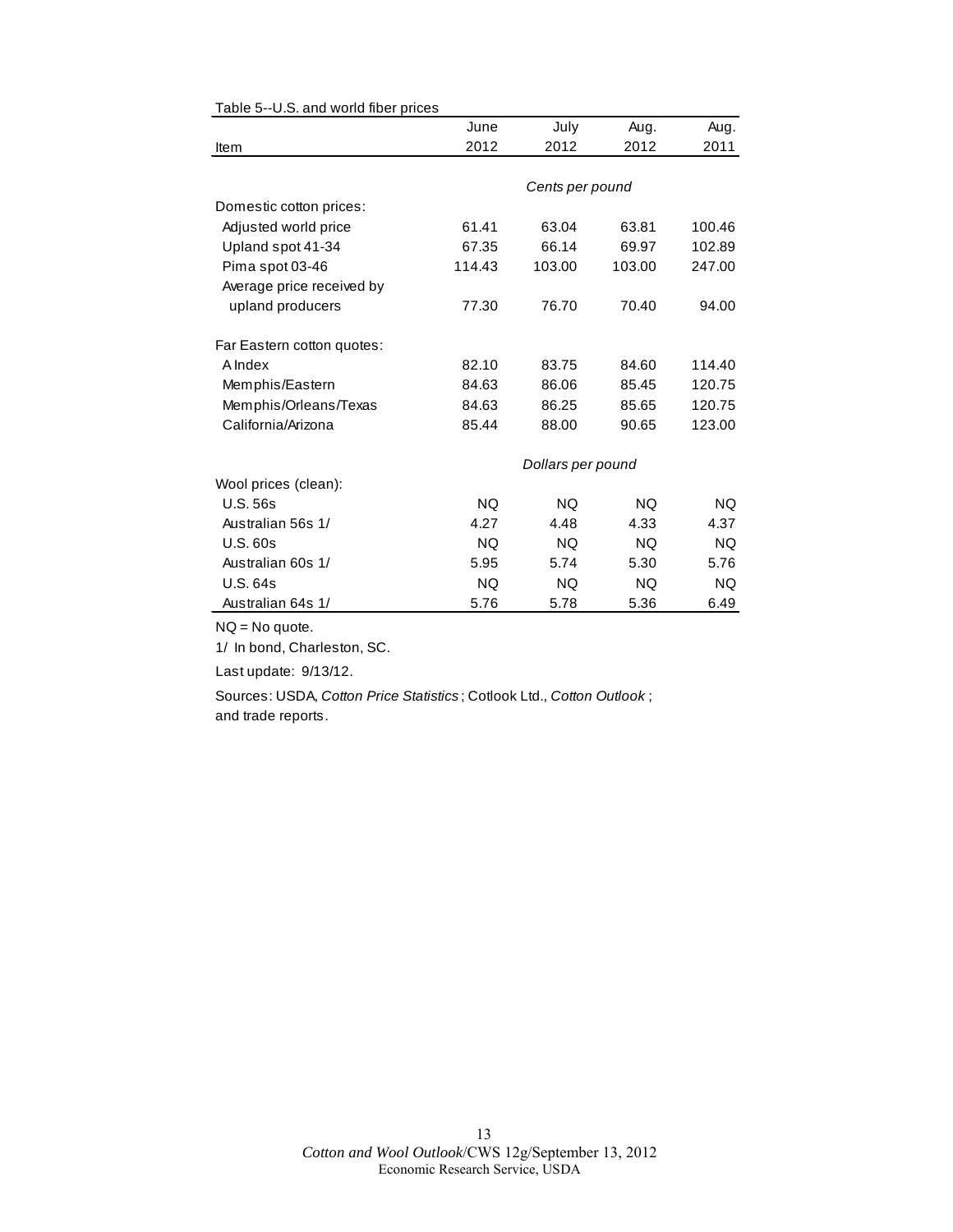Table 5--U.S. and world fiber prices

| Item | June 2012 | July 2012 | Aug. 2012 | Aug. 2011 |
|---|---|---|---|---|
| | *Cents per pound* | | | |
| Domestic cotton prices: | | | | |
| Adjusted world price | 61.41 | 63.04 | 63.81 | 100.46 |
| Upland spot 41-34 | 67.35 | 66.14 | 69.97 | 102.89 |
| Pima spot 03-46 | 114.43 | 103.00 | 103.00 | 247.00 |
| Average price received by upland producers | 77.30 | 76.70 | 70.40 | 94.00 |
| Far Eastern cotton quotes: | | | | |
| A Index | 82.10 | 83.75 | 84.60 | 114.40 |
| Memphis/Eastern | 84.63 | 86.06 | 85.45 | 120.75 |
| Memphis/Orleans/Texas | 84.63 | 86.25 | 85.65 | 120.75 |
| California/Arizona | 85.44 | 88.00 | 90.65 | 123.00 |
| | *Dollars per pound* | | | |
| Wool prices (clean): | | | | |
| U.S. 56s | NQ | NQ | NQ | NQ |
| Australian 56s 1/ | 4.27 | 4.48 | 4.33 | 4.37 |
| U.S. 60s | NQ | NQ | NQ | NQ |
| Australian 60s 1/ | 5.95 | 5.74 | 5.30 | 5.76 |
| U.S. 64s | NQ | NQ | NQ | NQ |
| Australian 64s 1/ | 5.76 | 5.78 | 5.36 | 6.49 |

NQ = No quote.

1/ In bond, Charleston, SC.

Last update: 9/13/12.

Sources: USDA, *Cotton Price Statistics*; Cotlook Ltd., *Cotton Outlook*; and trade reports.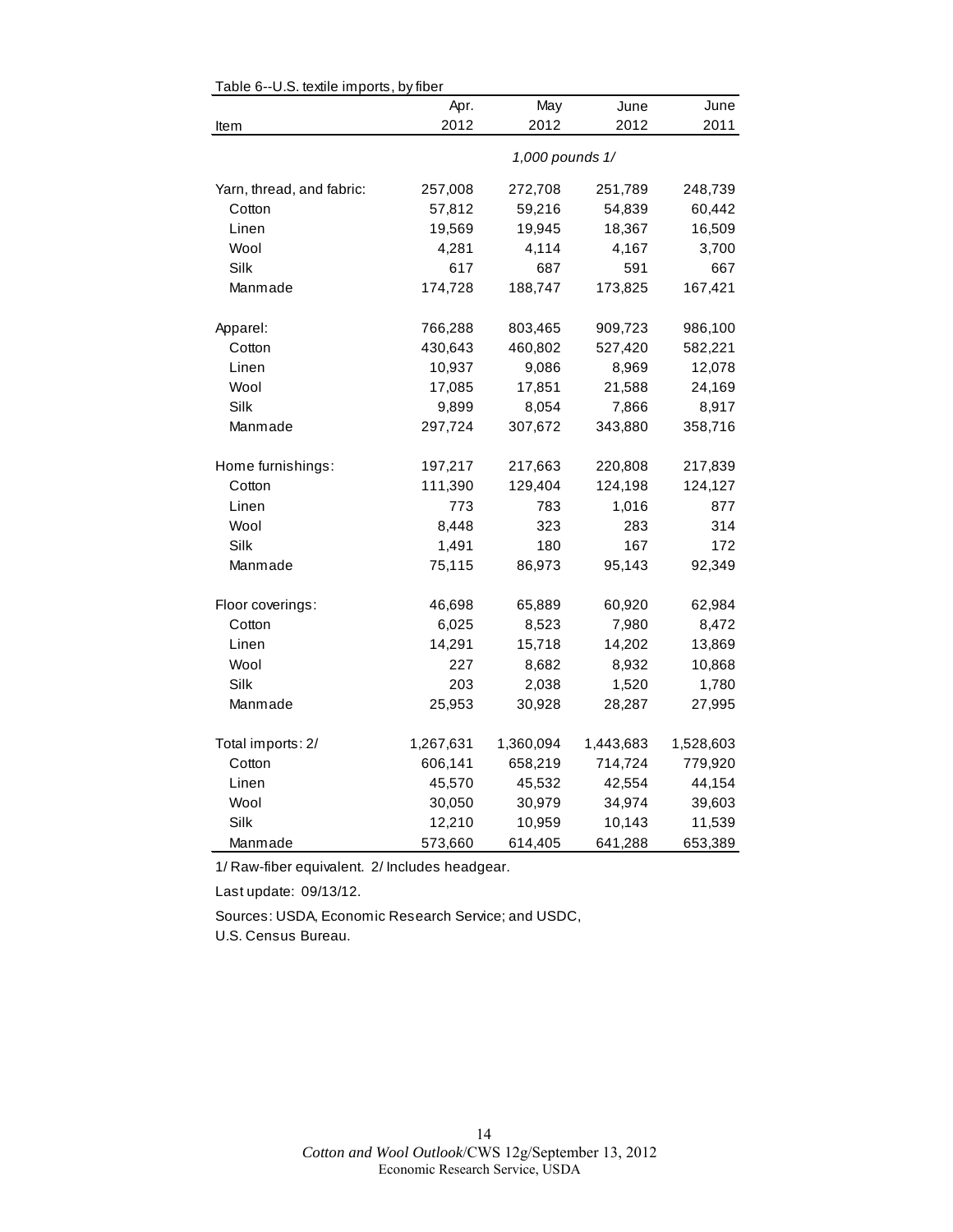Table 6--U.S. textile imports, by fiber

| Item | Apr. 2012 | May 2012 | June 2012 | June 2011 |
|---|---|---|---|---|
| | | 1,000 pounds 1/ | | |
| Yarn, thread, and fabric: | 257,008 | 272,708 | 251,789 | 248,739 |
| Cotton | 57,812 | 59,216 | 54,839 | 60,442 |
| Linen | 19,569 | 19,945 | 18,367 | 16,509 |
| Wool | 4,281 | 4,114 | 4,167 | 3,700 |
| Silk | 617 | 687 | 591 | 667 |
| Manmade | 174,728 | 188,747 | 173,825 | 167,421 |
| Apparel: | 766,288 | 803,465 | 909,723 | 986,100 |
| Cotton | 430,643 | 460,802 | 527,420 | 582,221 |
| Linen | 10,937 | 9,086 | 8,969 | 12,078 |
| Wool | 17,085 | 17,851 | 21,588 | 24,169 |
| Silk | 9,899 | 8,054 | 7,866 | 8,917 |
| Manmade | 297,724 | 307,672 | 343,880 | 358,716 |
| Home furnishings: | 197,217 | 217,663 | 220,808 | 217,839 |
| Cotton | 111,390 | 129,404 | 124,198 | 124,127 |
| Linen | 773 | 783 | 1,016 | 877 |
| Wool | 8,448 | 323 | 283 | 314 |
| Silk | 1,491 | 180 | 167 | 172 |
| Manmade | 75,115 | 86,973 | 95,143 | 92,349 |
| Floor coverings: | 46,698 | 65,889 | 60,920 | 62,984 |
| Cotton | 6,025 | 8,523 | 7,980 | 8,472 |
| Linen | 14,291 | 15,718 | 14,202 | 13,869 |
| Wool | 227 | 8,682 | 8,932 | 10,868 |
| Silk | 203 | 2,038 | 1,520 | 1,780 |
| Manmade | 25,953 | 30,928 | 28,287 | 27,995 |
| Total imports: 2/ | 1,267,631 | 1,360,094 | 1,443,683 | 1,528,603 |
| Cotton | 606,141 | 658,219 | 714,724 | 779,920 |
| Linen | 45,570 | 45,532 | 42,554 | 44,154 |
| Wool | 30,050 | 30,979 | 34,974 | 39,603 |
| Silk | 12,210 | 10,959 | 10,143 | 11,539 |
| Manmade | 573,660 | 614,405 | 641,288 | 653,389 |

1/ Raw-fiber equivalent. 2/ Includes headgear.

Last update: 09/13/12.

Sources: USDA, Economic Research Service; and USDC, U.S. Census Bureau.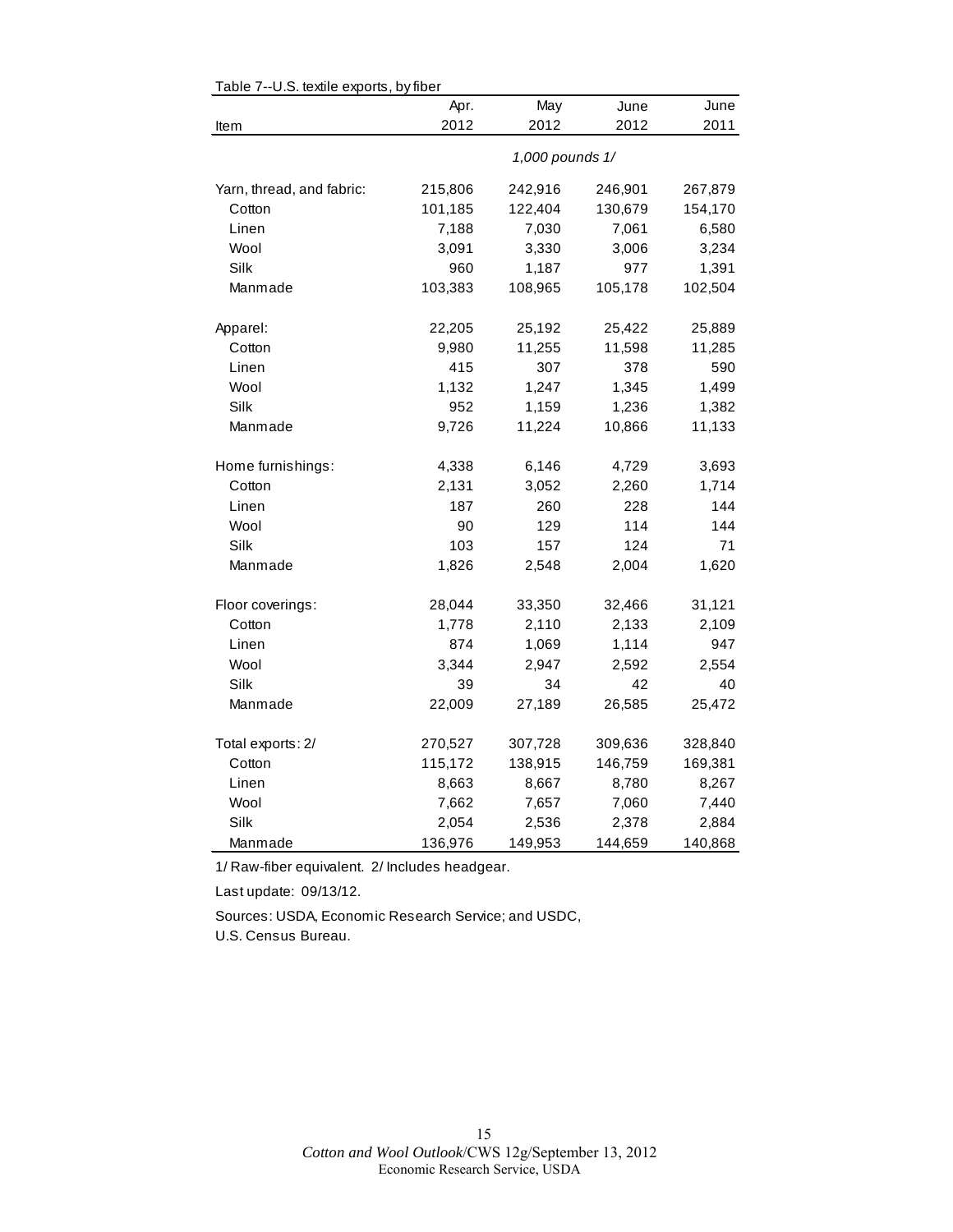Table 7--U.S. textile exports, by fiber

| Item | Apr. 2012 | May 2012 | June 2012 | June 2011 |
|---|---|---|---|---|
| | *1,000 pounds 1/* | | | |
| Yarn, thread, and fabric: | 215,806 | 242,916 | 246,901 | 267,879 |
| Cotton | 101,185 | 122,404 | 130,679 | 154,170 |
| Linen | 7,188 | 7,030 | 7,061 | 6,580 |
| Wool | 3,091 | 3,330 | 3,006 | 3,234 |
| Silk | 960 | 1,187 | 977 | 1,391 |
| Manmade | 103,383 | 108,965 | 105,178 | 102,504 |
| Apparel: | 22,205 | 25,192 | 25,422 | 25,889 |
| Cotton | 9,980 | 11,255 | 11,598 | 11,285 |
| Linen | 415 | 307 | 378 | 590 |
| Wool | 1,132 | 1,247 | 1,345 | 1,499 |
| Silk | 952 | 1,159 | 1,236 | 1,382 |
| Manmade | 9,726 | 11,224 | 10,866 | 11,133 |
| Home furnishings: | 4,338 | 6,146 | 4,729 | 3,693 |
| Cotton | 2,131 | 3,052 | 2,260 | 1,714 |
| Linen | 187 | 260 | 228 | 144 |
| Wool | 90 | 129 | 114 | 144 |
| Silk | 103 | 157 | 124 | 71 |
| Manmade | 1,826 | 2,548 | 2,004 | 1,620 |
| Floor coverings: | 28,044 | 33,350 | 32,466 | 31,121 |
| Cotton | 1,778 | 2,110 | 2,133 | 2,109 |
| Linen | 874 | 1,069 | 1,114 | 947 |
| Wool | 3,344 | 2,947 | 2,592 | 2,554 |
| Silk | 39 | 34 | 42 | 40 |
| Manmade | 22,009 | 27,189 | 26,585 | 25,472 |
| Total exports: 2/ | 270,527 | 307,728 | 309,636 | 328,840 |
| Cotton | 115,172 | 138,915 | 146,759 | 169,381 |
| Linen | 8,663 | 8,667 | 8,780 | 8,267 |
| Wool | 7,662 | 7,657 | 7,060 | 7,440 |
| Silk | 2,054 | 2,536 | 2,378 | 2,884 |
| Manmade | 136,976 | 149,953 | 144,659 | 140,868 |

1/ Raw-fiber equivalent. 2/ Includes headgear.

Last update: 09/13/12.

Sources: USDA, Economic Research Service; and USDC, U.S. Census Bureau.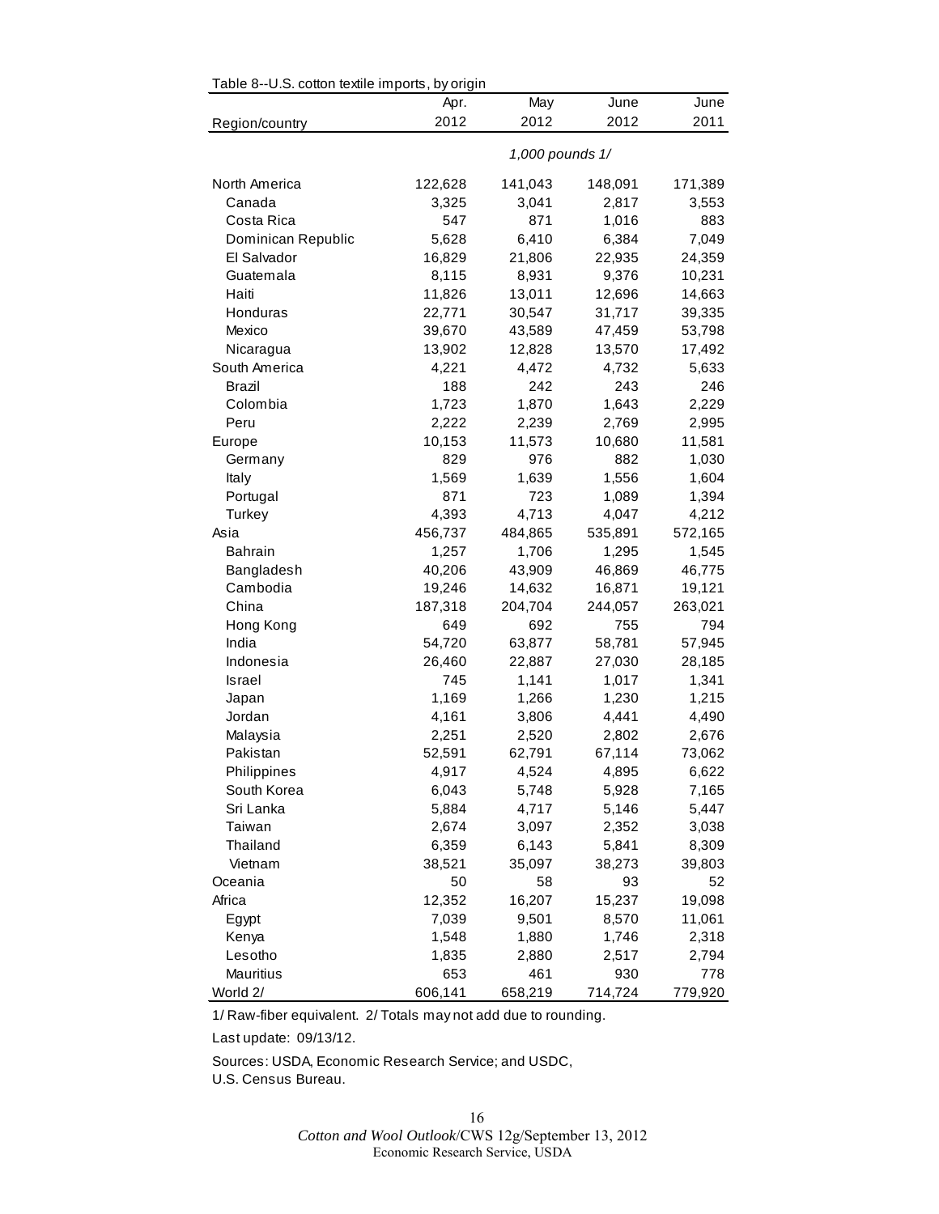Table 8--U.S. cotton textile imports, by origin

| Region/country | Apr. 2012 | May 2012 | June 2012 | June 2011 |
|---|---|---|---|---|
| | *1,000 pounds 1/* | | | |
| North America | 122,628 | 141,043 | 148,091 | 171,389 |
| Canada | 3,325 | 3,041 | 2,817 | 3,553 |
| Costa Rica | 547 | 871 | 1,016 | 883 |
| Dominican Republic | 5,628 | 6,410 | 6,384 | 7,049 |
| El Salvador | 16,829 | 21,806 | 22,935 | 24,359 |
| Guatemala | 8,115 | 8,931 | 9,376 | 10,231 |
| Haiti | 11,826 | 13,011 | 12,696 | 14,663 |
| Honduras | 22,771 | 30,547 | 31,717 | 39,335 |
| Mexico | 39,670 | 43,589 | 47,459 | 53,798 |
| Nicaragua | 13,902 | 12,828 | 13,570 | 17,492 |
| South America | 4,221 | 4,472 | 4,732 | 5,633 |
| Brazil | 188 | 242 | 243 | 246 |
| Colombia | 1,723 | 1,870 | 1,643 | 2,229 |
| Peru | 2,222 | 2,239 | 2,769 | 2,995 |
| Europe | 10,153 | 11,573 | 10,680 | 11,581 |
| Germany | 829 | 976 | 882 | 1,030 |
| Italy | 1,569 | 1,639 | 1,556 | 1,604 |
| Portugal | 871 | 723 | 1,089 | 1,394 |
| Turkey | 4,393 | 4,713 | 4,047 | 4,212 |
| Asia | 456,737 | 484,865 | 535,891 | 572,165 |
| Bahrain | 1,257 | 1,706 | 1,295 | 1,545 |
| Bangladesh | 40,206 | 43,909 | 46,869 | 46,775 |
| Cambodia | 19,246 | 14,632 | 16,871 | 19,121 |
| China | 187,318 | 204,704 | 244,057 | 263,021 |
| Hong Kong | 649 | 692 | 755 | 794 |
| India | 54,720 | 63,877 | 58,781 | 57,945 |
| Indonesia | 26,460 | 22,887 | 27,030 | 28,185 |
| Israel | 745 | 1,141 | 1,017 | 1,341 |
| Japan | 1,169 | 1,266 | 1,230 | 1,215 |
| Jordan | 4,161 | 3,806 | 4,441 | 4,490 |
| Malaysia | 2,251 | 2,520 | 2,802 | 2,676 |
| Pakistan | 52,591 | 62,791 | 67,114 | 73,062 |
| Philippines | 4,917 | 4,524 | 4,895 | 6,622 |
| South Korea | 6,043 | 5,748 | 5,928 | 7,165 |
| Sri Lanka | 5,884 | 4,717 | 5,146 | 5,447 |
| Taiwan | 2,674 | 3,097 | 2,352 | 3,038 |
| Thailand | 6,359 | 6,143 | 5,841 | 8,309 |
| Vietnam | 38,521 | 35,097 | 38,273 | 39,803 |
| Oceania | 50 | 58 | 93 | 52 |
| Africa | 12,352 | 16,207 | 15,237 | 19,098 |
| Egypt | 7,039 | 9,501 | 8,570 | 11,061 |
| Kenya | 1,548 | 1,880 | 1,746 | 2,318 |
| Lesotho | 1,835 | 2,880 | 2,517 | 2,794 |
| Mauritius | 653 | 461 | 930 | 778 |
| World 2/ | 606,141 | 658,219 | 714,724 | 779,920 |

1/ Raw-fiber equivalent. 2/ Totals may not add due to rounding.

Last update: 09/13/12.

Sources: USDA, Economic Research Service; and USDC, U.S. Census Bureau.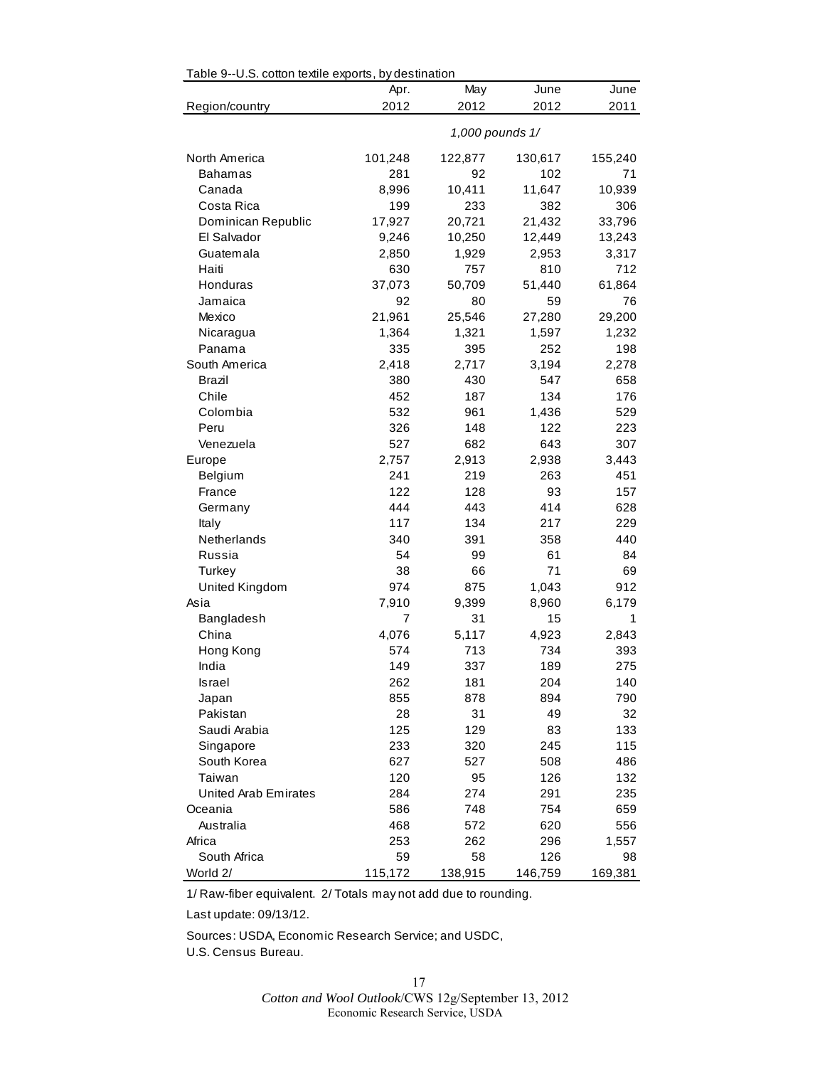Table 9--U.S. cotton textile exports, by destination

| Region/country | Apr. 2012 | May 2012 | June 2012 | June 2011 |
|---|---|---|---|---|
| | *1,000 pounds 1/* | | | |
| North America | 101,248 | 122,877 | 130,617 | 155,240 |
| Bahamas | 281 | 92 | 102 | 71 |
| Canada | 8,996 | 10,411 | 11,647 | 10,939 |
| Costa Rica | 199 | 233 | 382 | 306 |
| Dominican Republic | 17,927 | 20,721 | 21,432 | 33,796 |
| El Salvador | 9,246 | 10,250 | 12,449 | 13,243 |
| Guatemala | 2,850 | 1,929 | 2,953 | 3,317 |
| Haiti | 630 | 757 | 810 | 712 |
| Honduras | 37,073 | 50,709 | 51,440 | 61,864 |
| Jamaica | 92 | 80 | 59 | 76 |
| Mexico | 21,961 | 25,546 | 27,280 | 29,200 |
| Nicaragua | 1,364 | 1,321 | 1,597 | 1,232 |
| Panama | 335 | 395 | 252 | 198 |
| South America | 2,418 | 2,717 | 3,194 | 2,278 |
| Brazil | 380 | 430 | 547 | 658 |
| Chile | 452 | 187 | 134 | 176 |
| Colombia | 532 | 961 | 1,436 | 529 |
| Peru | 326 | 148 | 122 | 223 |
| Venezuela | 527 | 682 | 643 | 307 |
| Europe | 2,757 | 2,913 | 2,938 | 3,443 |
| Belgium | 241 | 219 | 263 | 451 |
| France | 122 | 128 | 93 | 157 |
| Germany | 444 | 443 | 414 | 628 |
| Italy | 117 | 134 | 217 | 229 |
| Netherlands | 340 | 391 | 358 | 440 |
| Russia | 54 | 99 | 61 | 84 |
| Turkey | 38 | 66 | 71 | 69 |
| United Kingdom | 974 | 875 | 1,043 | 912 |
| Asia | 7,910 | 9,399 | 8,960 | 6,179 |
| Bangladesh | 7 | 31 | 15 | 1 |
| China | 4,076 | 5,117 | 4,923 | 2,843 |
| Hong Kong | 574 | 713 | 734 | 393 |
| India | 149 | 337 | 189 | 275 |
| Israel | 262 | 181 | 204 | 140 |
| Japan | 855 | 878 | 894 | 790 |
| Pakistan | 28 | 31 | 49 | 32 |
| Saudi Arabia | 125 | 129 | 83 | 133 |
| Singapore | 233 | 320 | 245 | 115 |
| South Korea | 627 | 527 | 508 | 486 |
| Taiwan | 120 | 95 | 126 | 132 |
| United Arab Emirates | 284 | 274 | 291 | 235 |
| Oceania | 586 | 748 | 754 | 659 |
| Australia | 468 | 572 | 620 | 556 |
| Africa | 253 | 262 | 296 | 1,557 |
| South Africa | 59 | 58 | 126 | 98 |
| World 2/ | 115,172 | 138,915 | 146,759 | 169,381 |

1/ Raw-fiber equivalent. 2/ Totals may not add due to rounding.

Last update: 09/13/12.

Sources: USDA, Economic Research Service; and USDC, U.S. Census Bureau.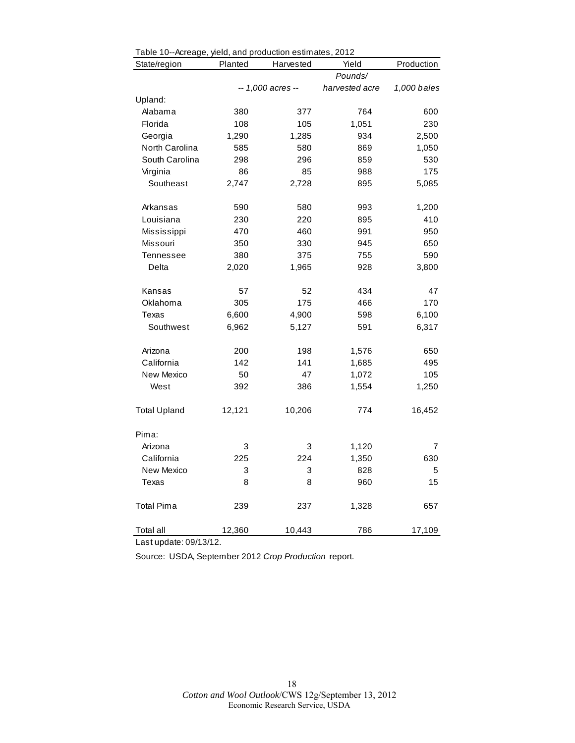Table 10--Acreage, yield, and production estimates, 2012

| State/region | Planted | Harvested | Yield | Production |
|---|---|---|---|---|
| | | | *Pounds/* | |
| | *-- 1,000 acres --* | | *harvested acre* | *1,000 bales* |
| Upland: | | | | |
| Alabama | 380 | 377 | 764 | 600 |
| Florida | 108 | 105 | 1,051 | 230 |
| Georgia | 1,290 | 1,285 | 934 | 2,500 |
| North Carolina | 585 | 580 | 869 | 1,050 |
| South Carolina | 298 | 296 | 859 | 530 |
| Virginia | 86 | 85 | 988 | 175 |
| Southeast | 2,747 | 2,728 | 895 | 5,085 |
| | | | | |
| Arkansas | 590 | 580 | 993 | 1,200 |
| Louisiana | 230 | 220 | 895 | 410 |
| Mississippi | 470 | 460 | 991 | 950 |
| Missouri | 350 | 330 | 945 | 650 |
| Tennessee | 380 | 375 | 755 | 590 |
| Delta | 2,020 | 1,965 | 928 | 3,800 |
| | | | | |
| Kansas | 57 | 52 | 434 | 47 |
| Oklahoma | 305 | 175 | 466 | 170 |
| Texas | 6,600 | 4,900 | 598 | 6,100 |
| Southwest | 6,962 | 5,127 | 591 | 6,317 |
| | | | | |
| Arizona | 200 | 198 | 1,576 | 650 |
| California | 142 | 141 | 1,685 | 495 |
| New Mexico | 50 | 47 | 1,072 | 105 |
| West | 392 | 386 | 1,554 | 1,250 |
| | | | | |
| Total Upland | 12,121 | 10,206 | 774 | 16,452 |
| | | | | |
| Pima: | | | | |
| Arizona | 3 | 3 | 1,120 | 7 |
| California | 225 | 224 | 1,350 | 630 |
| New Mexico | 3 | 3 | 828 | 5 |
| Texas | 8 | 8 | 960 | 15 |
| | | | | |
| Total Pima | 239 | 237 | 1,328 | 657 |
| | | | | |
| Total all | 12,360 | 10,443 | 786 | 17,109 |

Last update: 09/13/12.

Source: USDA, September 2012 *Crop Production* report.